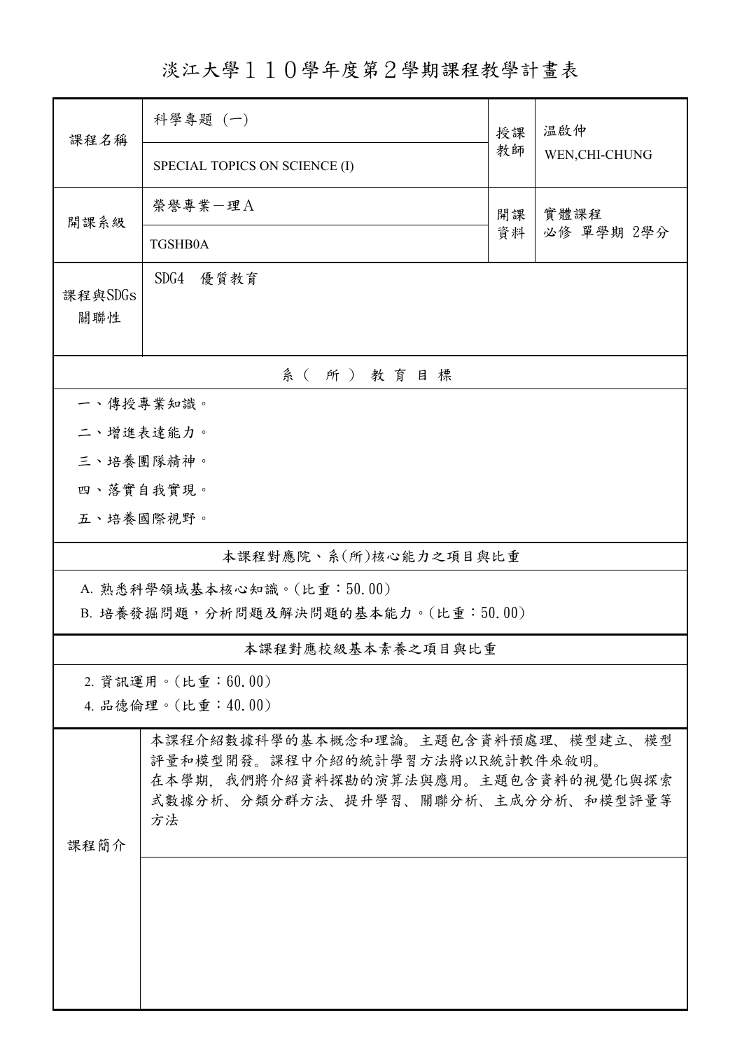# 淡江大學１１０學年度第２學期課程教學計畫表

| 課程名稱 | 科學專題（一） | 授課教師 | 溫啟仲 |
|---|---|---|---|
| | SPECIAL TOPICS ON SCIENCE (I) | | WEN,CHI-CHUNG |
| 開課系級 | 榮譽專業－理Ａ | 開課資料 | 實體課程<br>必修 單學期 2學分 |
| | TGSHB0A | | |
| 課程與SDGs關聯性 | SDG4　優質教育 | | |

## 系（所）教育目標

一、傳授專業知識。

二、增進表達能力。

三、培養團隊精神。

四、落實自我實現。

五、培養國際視野。

## 本課程對應院、系(所)核心能力之項目與比重

A. 熟悉科學領域基本核心知識。(比重：50.00)

B. 培養發掘問題，分析問題及解決問題的基本能力。(比重：50.00)

## 本課程對應校級基本素養之項目與比重

2. 資訊運用。(比重：60.00)

4. 品德倫理。(比重：40.00)

## 課程簡介

本課程介紹數據科學的基本概念和理論。主題包含資料預處理、模型建立、模型評量和模型開發。課程中介紹的統計學習方法將以R統計軟件來敘明。

在本學期，我們將介紹資料探勘的演算法與應用。主題包含資料的視覺化與探索式數據分析、分類分群方法、提升學習、關聯分析、主成分分析、和模型評量等方法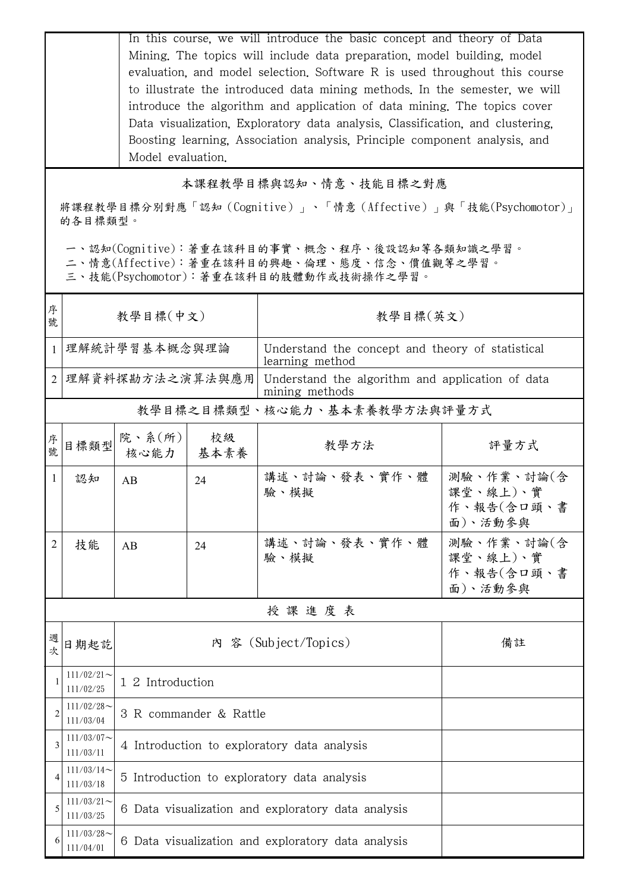| | In this course, we will introduce the basic concept and theory of Data Mining. The topics will include data preparation, model building, model evaluation, and model selection. Software R is used throughout this course to illustrate the introduced data mining methods. In the semester, we will introduce the algorithm and application of data mining. The topics cover Data visualization, Exploratory data analysis, Classification, and clustering, Boosting learning, Association analysis, Principle component analysis, and Model evaluation. |
|---|---|

## 本課程教學目標與認知、情意、技能目標之對應

將課程教學目標分別對應「認知（Cognitive）」、「情意（Affective）」與「技能(Psychomotor)」的各目標類型。

一、認知(Cognitive)：著重在該科目的事實、概念、程序、後設認知等各類知識之學習。
二、情意(Affective)：著重在該科目的興趣、倫理、態度、信念、價值觀等之學習。
三、技能(Psychomotor)：著重在該科目的肢體動作或技術操作之學習。

| 序號 | 教學目標(中文) | 教學目標(英文) |
|---|---|---|
| 1 | 理解統計學習基本概念與理論 | Understand the concept and theory of statistical learning method |
| 2 | 理解資料探勘方法之演算法與應用 | Understand the algorithm and application of data mining methods |

## 教學目標之目標類型、核心能力、基本素養教學方法與評量方式

| 序號 | 目標類型 | 院、系(所)核心能力 | 校級基本素養 | 教學方法 | 評量方式 |
|---|---|---|---|---|---|
| 1 | 認知 | AB | 24 | 講述、討論、發表、實作、體驗、模擬 | 測驗、作業、討論(含課堂、線上)、實作、報告(含口頭、書面)、活動參與 |
| 2 | 技能 | AB | 24 | 講述、討論、發表、實作、體驗、模擬 | 測驗、作業、討論(含課堂、線上)、實作、報告(含口頭、書面)、活動參與 |

## 授課進度表

| 週次 | 日期起訖 | 內 容 (Subject/Topics) | 備註 |
|---|---|---|---|
| 1 | 111/02/21～111/02/25 | 1 2 Introduction | |
| 2 | 111/02/28～111/03/04 | 3 R commander & Rattle | |
| 3 | 111/03/07～111/03/11 | 4 Introduction to exploratory data analysis | |
| 4 | 111/03/14～111/03/18 | 5 Introduction to exploratory data analysis | |
| 5 | 111/03/21～111/03/25 | 6 Data visualization and exploratory data analysis | |
| 6 | 111/03/28～111/04/01 | 6 Data visualization and exploratory data analysis | |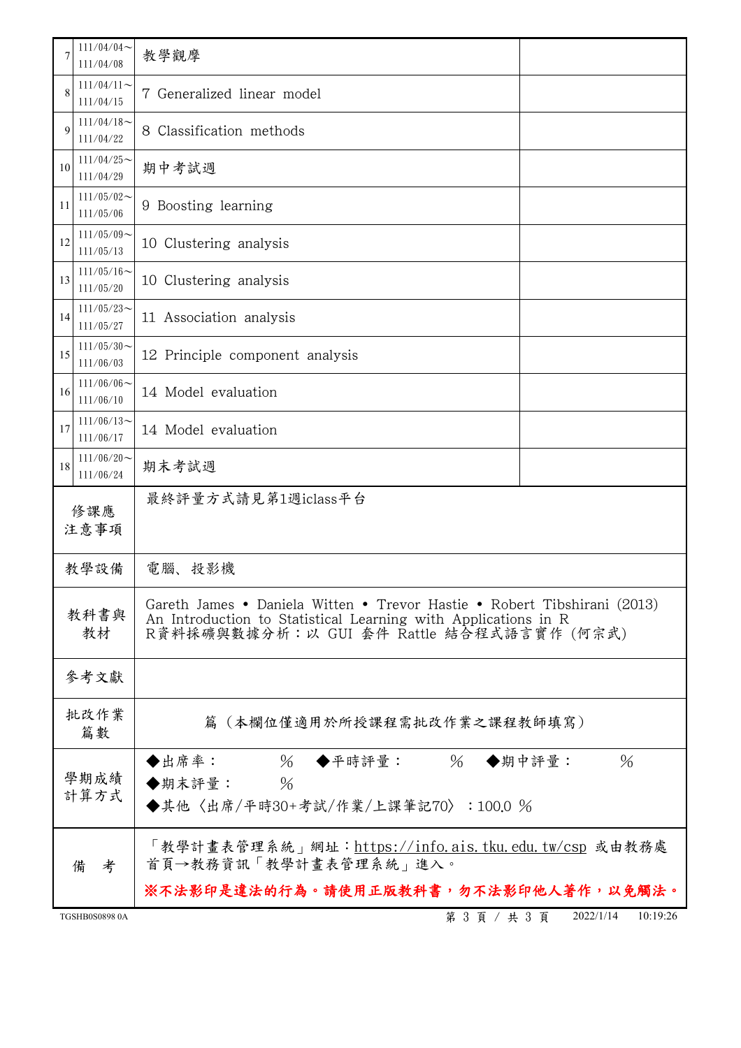| | | | |
|---|---|---|---|
| 7 | 111/04/04～111/04/08 | 教學觀摩 | |
| 8 | 111/04/11～111/04/15 | 7 Generalized linear model | |
| 9 | 111/04/18～111/04/22 | 8 Classification methods | |
| 10 | 111/04/25～111/04/29 | 期中考試週 | |
| 11 | 111/05/02～111/05/06 | 9 Boosting learning | |
| 12 | 111/05/09～111/05/13 | 10 Clustering analysis | |
| 13 | 111/05/16～111/05/20 | 10 Clustering analysis | |
| 14 | 111/05/23～111/05/27 | 11 Association analysis | |
| 15 | 111/05/30～111/06/03 | 12 Principle component analysis | |
| 16 | 111/06/06～111/06/10 | 14 Model evaluation | |
| 17 | 111/06/13～111/06/17 | 14 Model evaluation | |
| 18 | 111/06/20～111/06/24 | 期末考試週 | |

| | |
|---|---|
| 修課應注意事項 | 最終評量方式請見第1週iclass平台 |
| 教學設備 | 電腦、投影機 |
| 教科書與教材 | Gareth James • Daniela Witten • Trevor Hastie • Robert Tibshirani (2013)<br>An Introduction to Statistical Learning with Applications in R<br>R資料採礦與數據分析：以 GUI 套件 Rattle 結合程式語言實作 (何宗武) |
| 參考文獻 | |
| 批改作業篇數 | 篇（本欄位僅適用於所授課程需批改作業之課程教師填寫） |
| 學期成績計算方式 | ◆出席率：　　% ◆平時評量：　　% ◆期中評量：　　%<br>◆期末評量：　　%<br>◆其他〈出席/平時30+考試/作業/上課筆記70〉：100.0 % |
| 備　考 | 「教學計畫表管理系統」網址：https://info.ais.tku.edu.tw/csp 或由教務處首頁→教務資訊「教學計畫表管理系統」進入。<br>**※不法影印是違法的行為。請使用正版教科書，勿不法影印他人著作，以免觸法。** |

TGSHB0S0898 0A